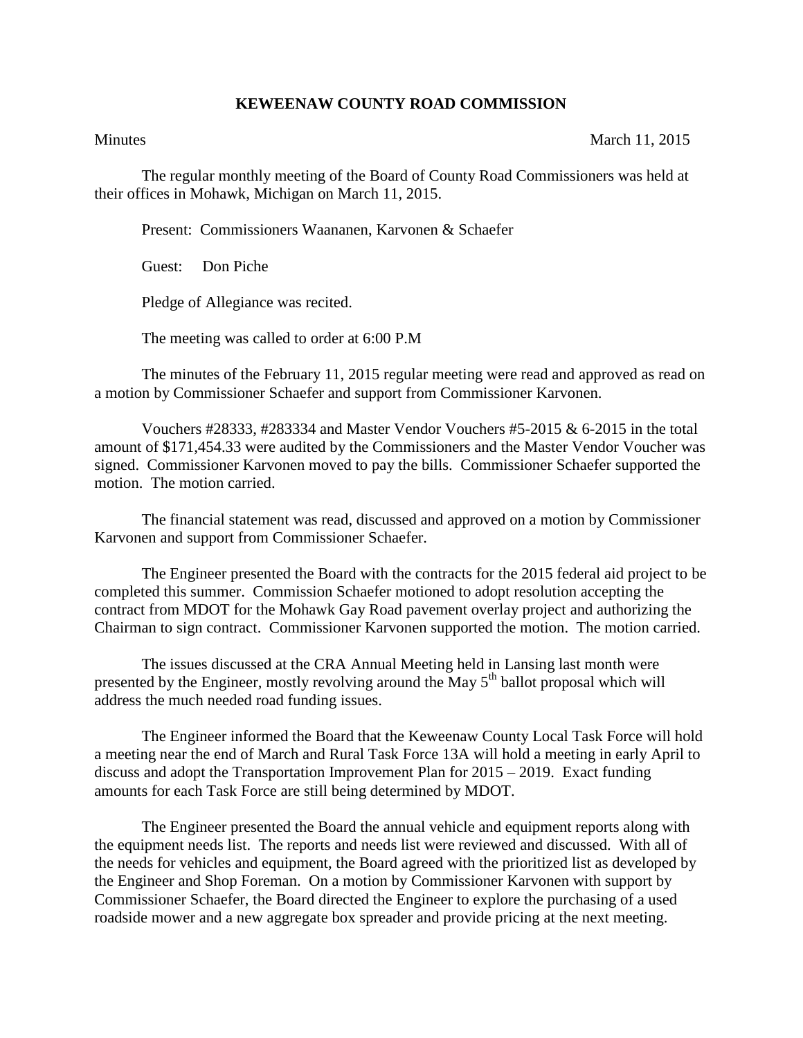# KEWEENAW COUNTY ROAD COMMISSION

Minutes March 11, 2015

The regular monthly meeting of the Board of County Road Commissioners was held at their offices in Mohawk, Michigan on March 11, 2015.

Present: Commissioners Waananen, Karvonen & Schaefer

Guest: Don Piche

Pledge of Allegiance was recited.

The meeting was called to order at 6:00 P.M

The minutes of the February 11, 2015 regular meeting were read and approved as read on a motion by Commissioner Schaefer and support from Commissioner Karvonen.

Vouchers #28333, #283334 and Master Vendor Vouchers #5-2015 & 6-2015 in the total amount of $171,454.33 were audited by the Commissioners and the Master Vendor Voucher was signed. Commissioner Karvonen moved to pay the bills. Commissioner Schaefer supported the motion. The motion carried.

The financial statement was read, discussed and approved on a motion by Commissioner Karvonen and support from Commissioner Schaefer.

The Engineer presented the Board with the contracts for the 2015 federal aid project to be completed this summer. Commission Schaefer motioned to adopt resolution accepting the contract from MDOT for the Mohawk Gay Road pavement overlay project and authorizing the Chairman to sign contract. Commissioner Karvonen supported the motion. The motion carried.

The issues discussed at the CRA Annual Meeting held in Lansing last month were presented by the Engineer, mostly revolving around the May 5th ballot proposal which will address the much needed road funding issues.

The Engineer informed the Board that the Keweenaw County Local Task Force will hold a meeting near the end of March and Rural Task Force 13A will hold a meeting in early April to discuss and adopt the Transportation Improvement Plan for 2015 – 2019. Exact funding amounts for each Task Force are still being determined by MDOT.

The Engineer presented the Board the annual vehicle and equipment reports along with the equipment needs list. The reports and needs list were reviewed and discussed. With all of the needs for vehicles and equipment, the Board agreed with the prioritized list as developed by the Engineer and Shop Foreman. On a motion by Commissioner Karvonen with support by Commissioner Schaefer, the Board directed the Engineer to explore the purchasing of a used roadside mower and a new aggregate box spreader and provide pricing at the next meeting.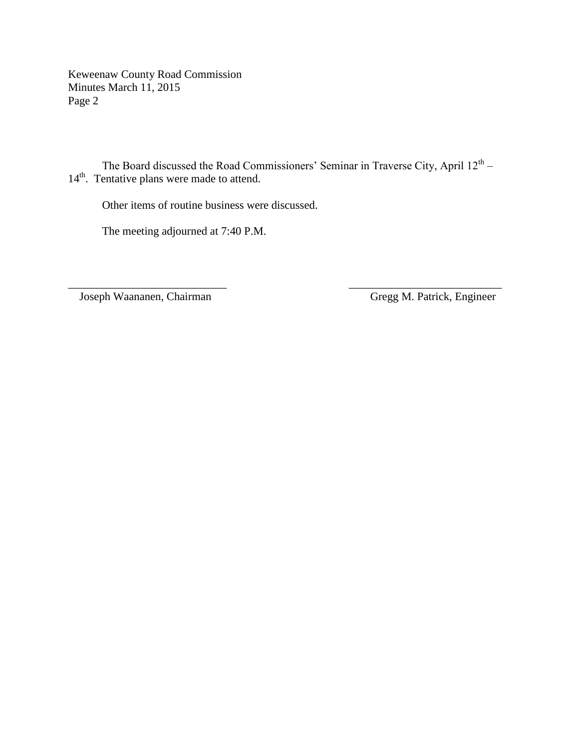The Board discussed the Road Commissioners' Seminar in Traverse City, April 12th – 14th. Tentative plans were made to attend.

Other items of routine business were discussed.

The meeting adjourned at 7:40 P.M.

| | |
|---|---|
| ____________________________ | ____________________________ |
| Joseph Waananen, Chairman | Gregg M. Patrick, Engineer |